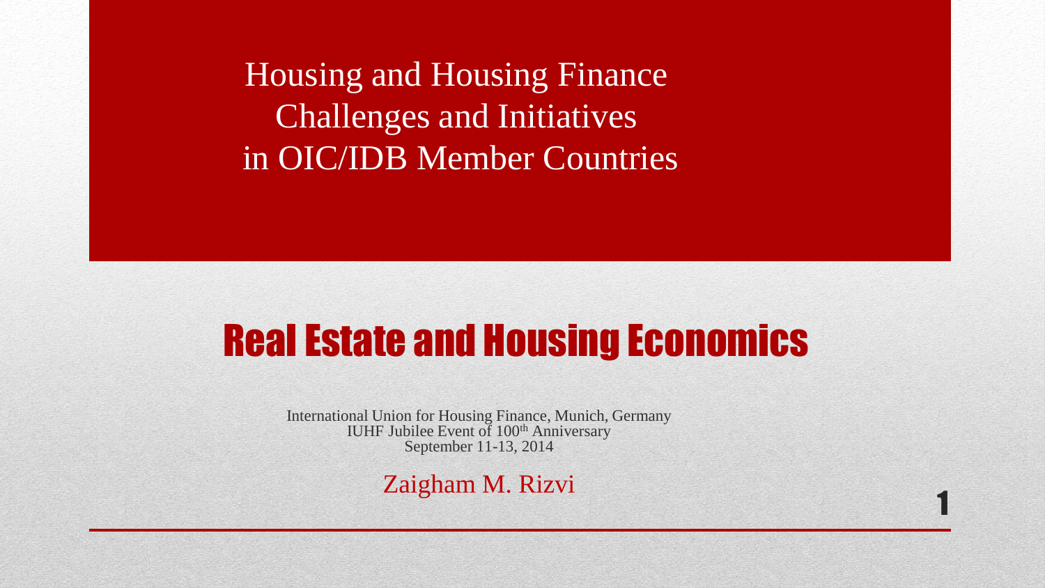# Housing and Housing Finance Challenges and Initiatives in OIC/IDB Member Countries

## Real Estate and Housing Economics

International Union for Housing Finance, Munich, Germany
IUHF Jubilee Event of 100th Anniversary
September 11-13, 2014

Zaigham M. Rizvi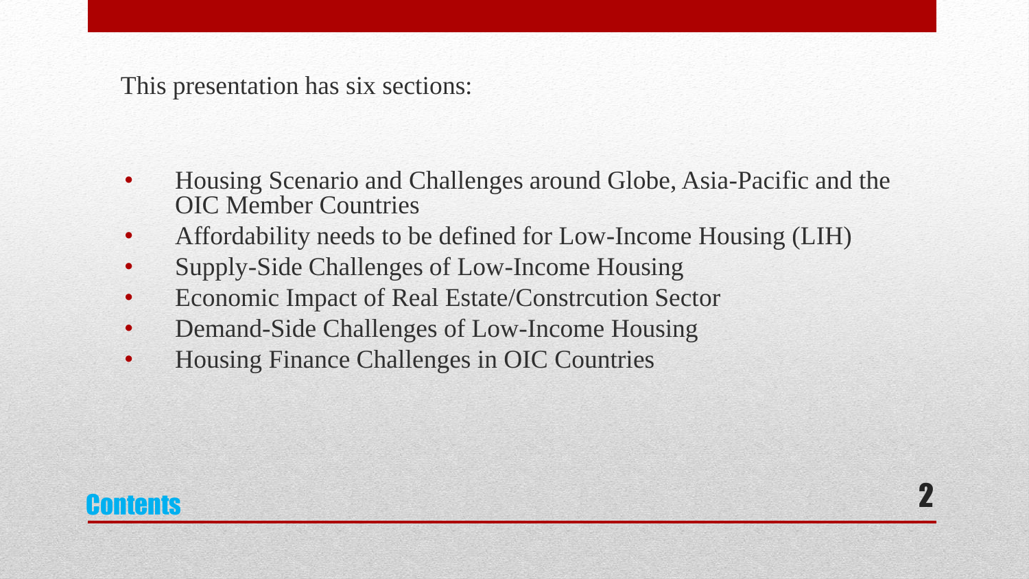## Contents

This presentation has six sections:

- Housing Scenario and Challenges around Globe, Asia-Pacific and the OIC Member Countries
- Affordability needs to be defined for Low-Income Housing (LIH)
- Supply-Side Challenges of Low-Income Housing
- Economic Impact of Real Estate/Constrcution Sector
- Demand-Side Challenges of Low-Income Housing
- Housing Finance Challenges in OIC Countries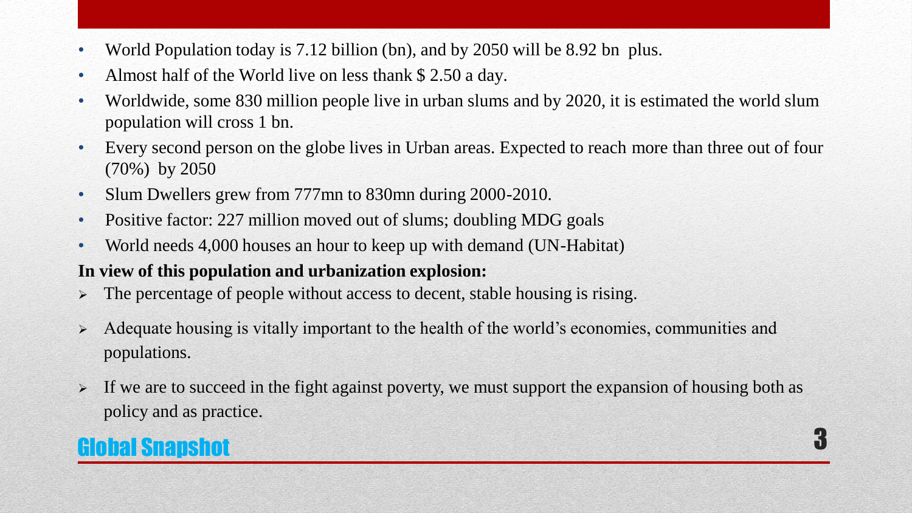## Global Snapshot

- World Population today is 7.12 billion (bn), and by 2050 will be 8.92 bn plus.
- Almost half of the World live on less thank $ 2.50 a day.
- Worldwide, some 830 million people live in urban slums and by 2020, it is estimated the world slum population will cross 1 bn.
- Every second person on the globe lives in Urban areas. Expected to reach more than three out of four (70%) by 2050
- Slum Dwellers grew from 777mn to 830mn during 2000-2010.
- Positive factor: 227 million moved out of slums; doubling MDG goals
- World needs 4,000 houses an hour to keep up with demand (UN-Habitat)

**In view of this population and urbanization explosion:**

- The percentage of people without access to decent, stable housing is rising.
- Adequate housing is vitally important to the health of the world's economies, communities and populations.
- If we are to succeed in the fight against poverty, we must support the expansion of housing both as policy and as practice.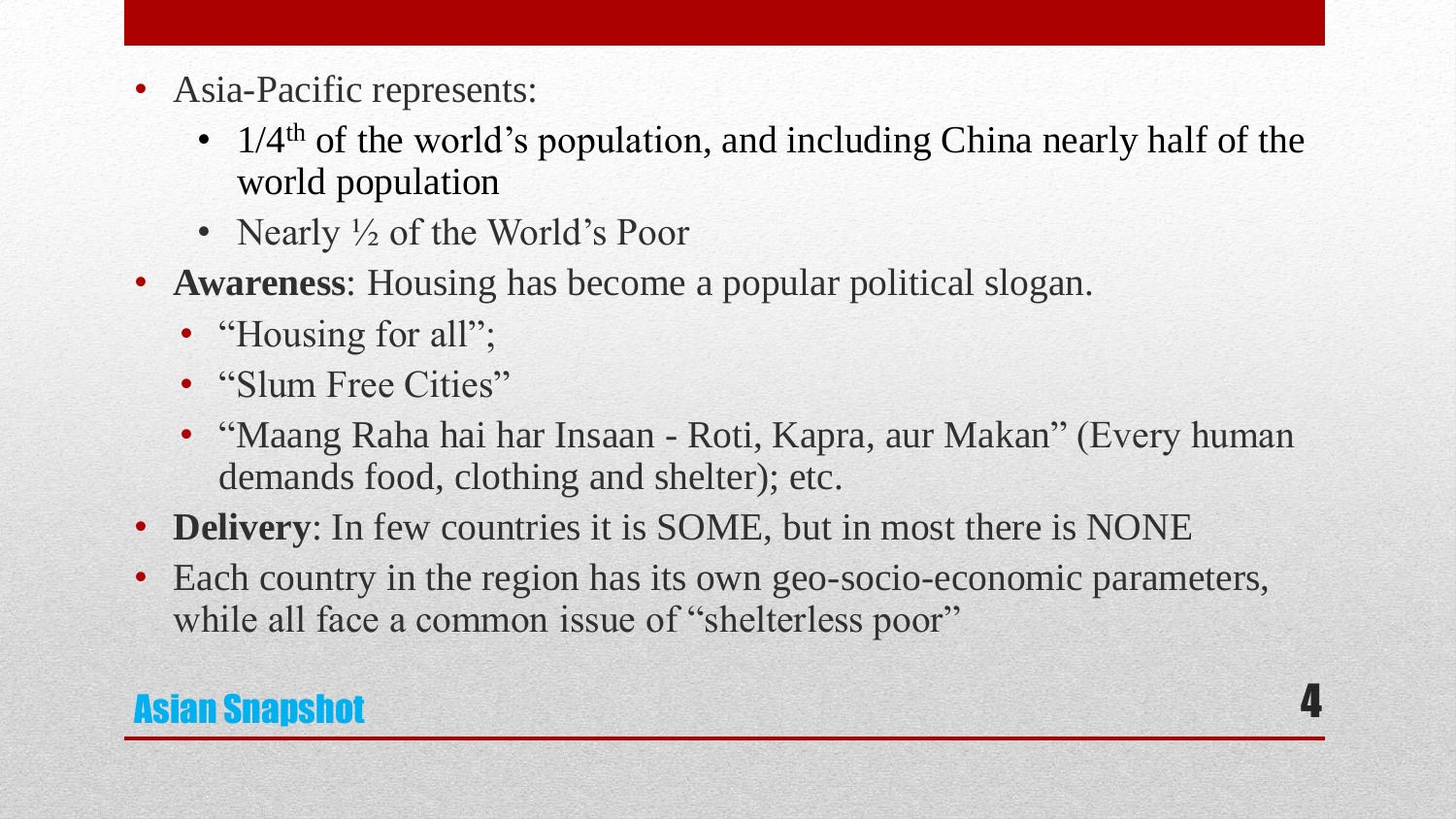## Asian Snapshot

- Asia-Pacific represents:
  - 1/4th of the world's population, and including China nearly half of the world population
  - Nearly ½ of the World's Poor
- **Awareness**: Housing has become a popular political slogan.
  - "Housing for all";
  - "Slum Free Cities"
  - "Maang Raha hai har Insaan - Roti, Kapra, aur Makan" (Every human demands food, clothing and shelter); etc.
- **Delivery**: In few countries it is SOME, but in most there is NONE
- Each country in the region has its own geo-socio-economic parameters, while all face a common issue of "shelterless poor"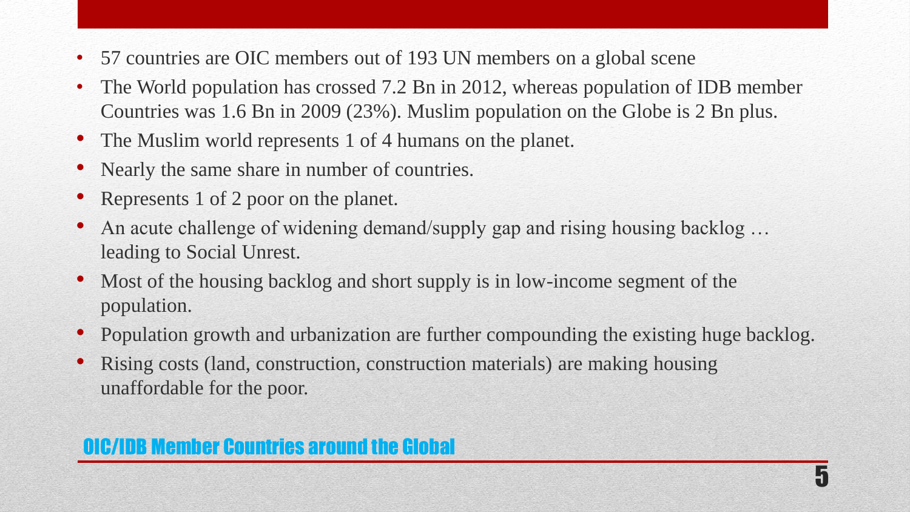- 57 countries are OIC members out of 193 UN members on a global scene
- The World population has crossed 7.2 Bn in 2012, whereas population of IDB member Countries was 1.6 Bn in 2009 (23%). Muslim population on the Globe is 2 Bn plus.
- The Muslim world represents 1 of 4 humans on the planet.
- Nearly the same share in number of countries.
- Represents 1 of 2 poor on the planet.
- An acute challenge of widening demand/supply gap and rising housing backlog … leading to Social Unrest.
- Most of the housing backlog and short supply is in low-income segment of the population.
- Population growth and urbanization are further compounding the existing huge backlog.
- Rising costs (land, construction, construction materials) are making housing unaffordable for the poor.

## OIC/IDB Member Countries around the Global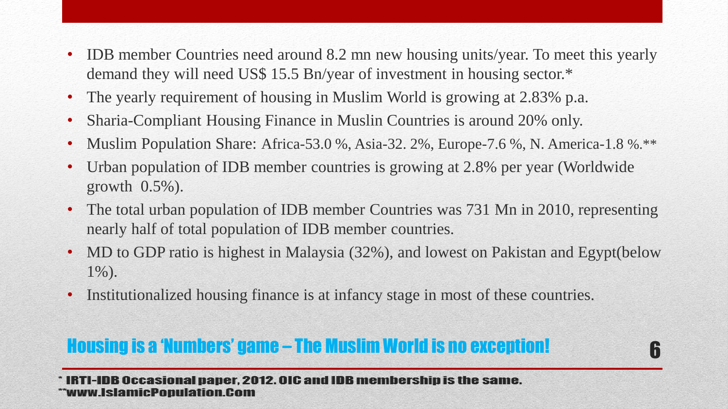- IDB member Countries need around 8.2 mn new housing units/year. To meet this yearly demand they will need US$ 15.5 Bn/year of investment in housing sector.*
- The yearly requirement of housing in Muslim World is growing at 2.83% p.a.
- Sharia-Compliant Housing Finance in Muslin Countries is around 20% only.
- Muslim Population Share: Africa-53.0 %, Asia-32. 2%, Europe-7.6 %, N. America-1.8 %.**
- Urban population of IDB member countries is growing at 2.8% per year (Worldwide growth 0.5%).
- The total urban population of IDB member Countries was 731 Mn in 2010, representing nearly half of total population of IDB member countries.
- MD to GDP ratio is highest in Malaysia (32%), and lowest on Pakistan and Egypt(below 1%).
- Institutionalized housing finance is at infancy stage in most of these countries.

## Housing is a 'Numbers' game – The Muslim World is no exception!

* IRTI-IDB Occasional paper, 2012. OIC and IDB membership is the same.
**www.IslamicPopulation.Com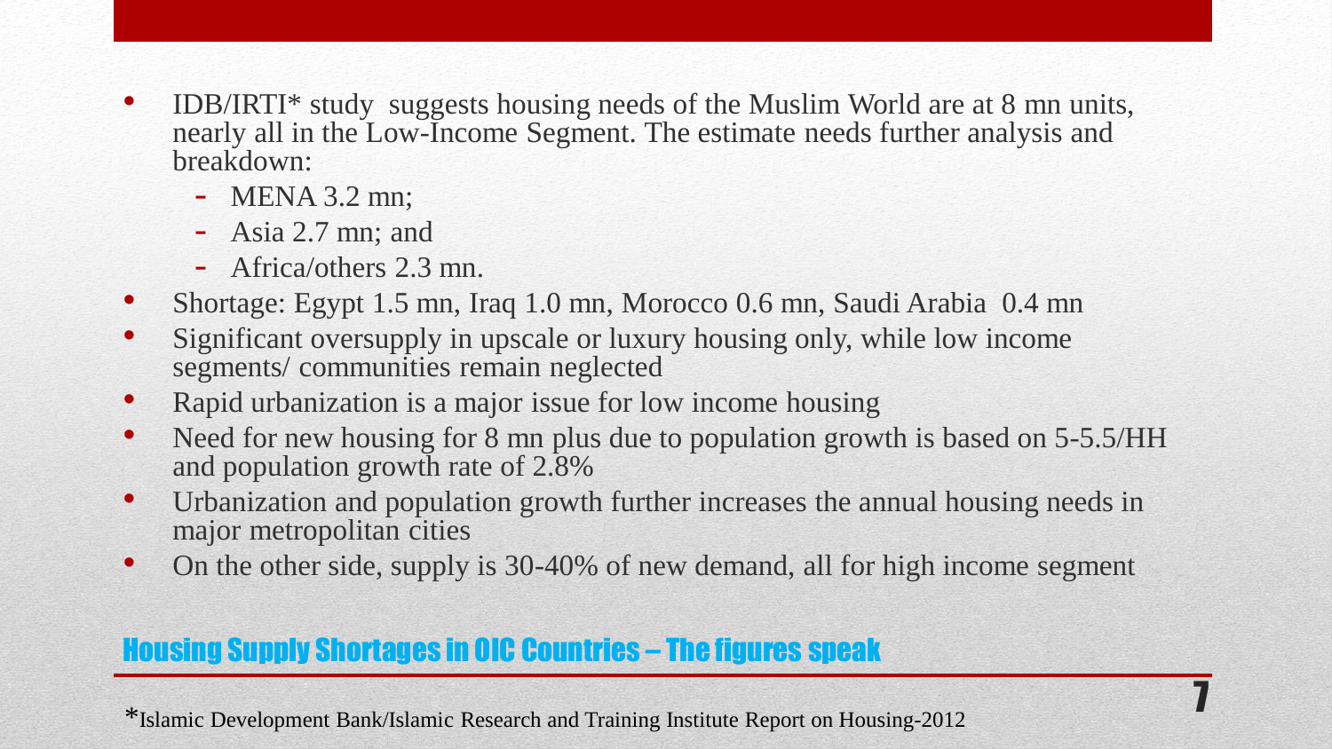- IDB/IRTI* study suggests housing needs of the Muslim World are at 8 mn units, nearly all in the Low-Income Segment. The estimate needs further analysis and breakdown:
  - MENA 3.2 mn;
  - Asia 2.7 mn; and
  - Africa/others 2.3 mn.
- Shortage: Egypt 1.5 mn, Iraq 1.0 mn, Morocco 0.6 mn, Saudi Arabia 0.4 mn
- Significant oversupply in upscale or luxury housing only, while low income segments/ communities remain neglected
- Rapid urbanization is a major issue for low income housing
- Need for new housing for 8 mn plus due to population growth is based on 5-5.5/HH and population growth rate of 2.8%
- Urbanization and population growth further increases the annual housing needs in major metropolitan cities
- On the other side, supply is 30-40% of new demand, all for high income segment

## Housing Supply Shortages in OIC Countries – The figures speak

*Islamic Development Bank/Islamic Research and Training Institute Report on Housing-2012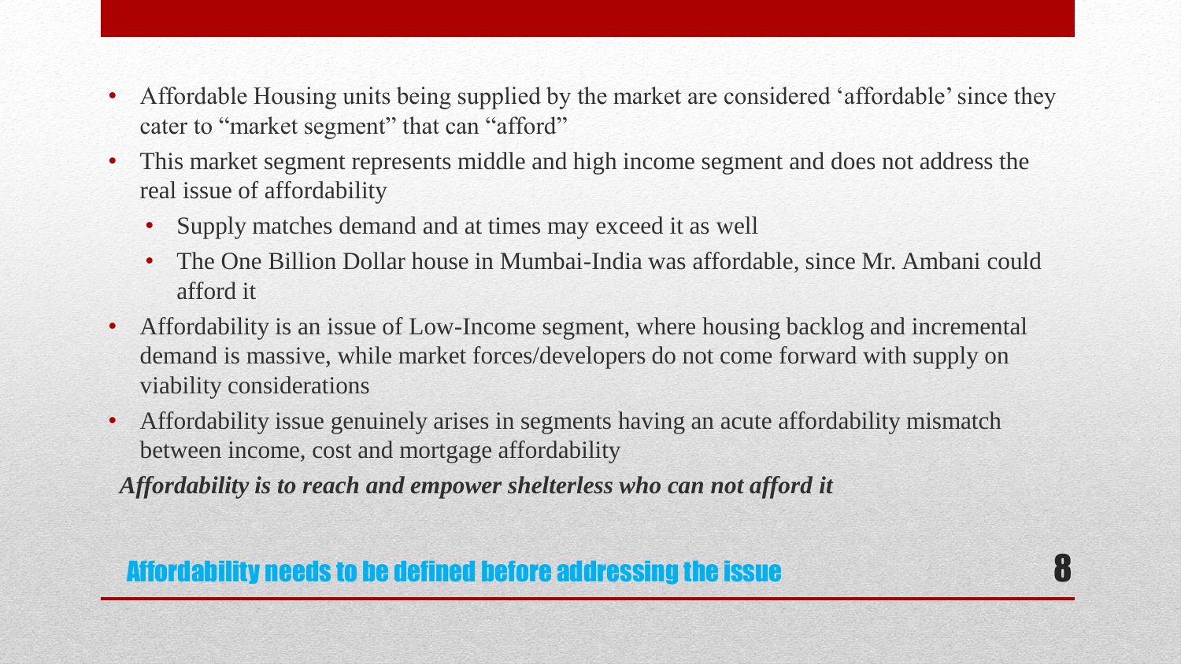- Affordable Housing units being supplied by the market are considered 'affordable' since they cater to "market segment" that can "afford"
- This market segment represents middle and high income segment and does not address the real issue of affordability
  - Supply matches demand and at times may exceed it as well
  - The One Billion Dollar house in Mumbai-India was affordable, since Mr. Ambani could afford it
- Affordability is an issue of Low-Income segment, where housing backlog and incremental demand is massive, while market forces/developers do not come forward with supply on viability considerations
- Affordability issue genuinely arises in segments having an acute affordability mismatch between income, cost and mortgage affordability

***Affordability is to reach and empower shelterless who can not afford it***

## Affordability needs to be defined before addressing the issue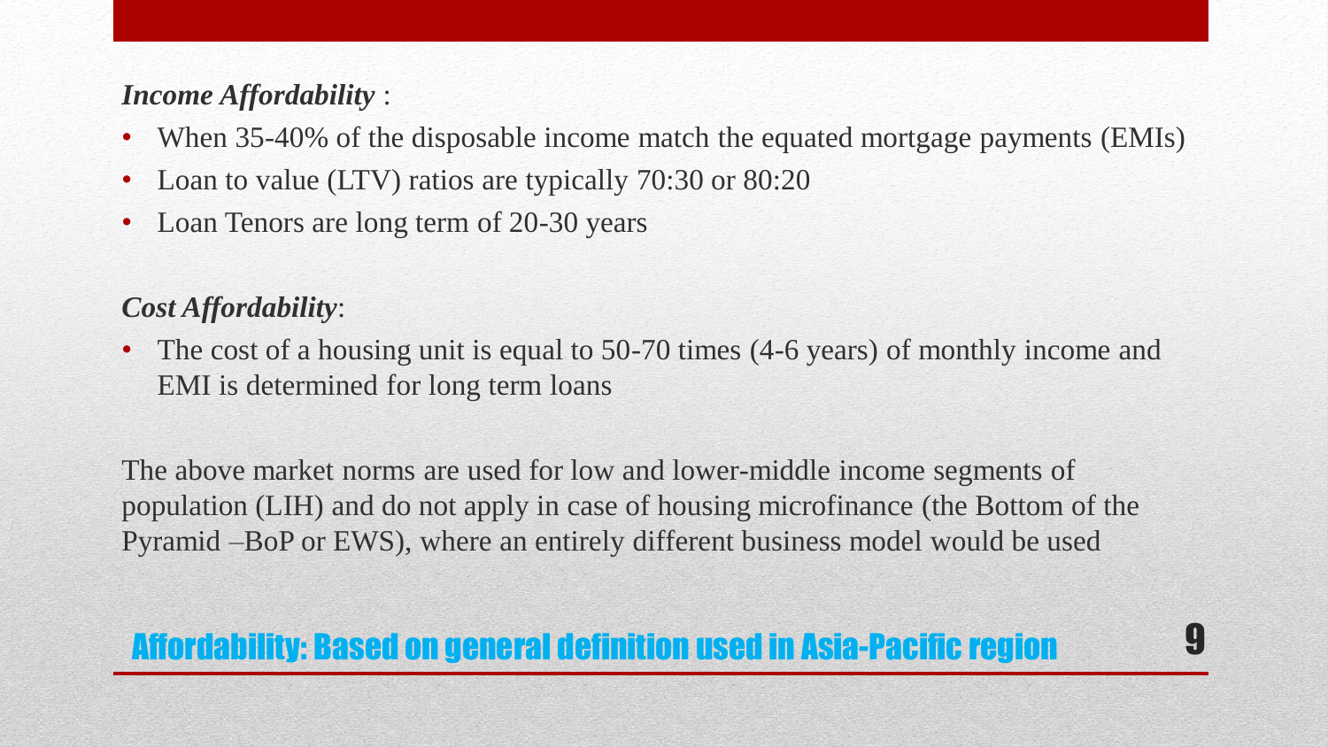## Affordability: Based on general definition used in Asia-Pacific region

***Income Affordability*** :

- When 35-40% of the disposable income match the equated mortgage payments (EMIs)
- Loan to value (LTV) ratios are typically 70:30 or 80:20
- Loan Tenors are long term of 20-30 years

***Cost Affordability***:

- The cost of a housing unit is equal to 50-70 times (4-6 years) of monthly income and EMI is determined for long term loans

The above market norms are used for low and lower-middle income segments of population (LIH) and do not apply in case of housing microfinance (the Bottom of the Pyramid –BoP or EWS), where an entirely different business model would be used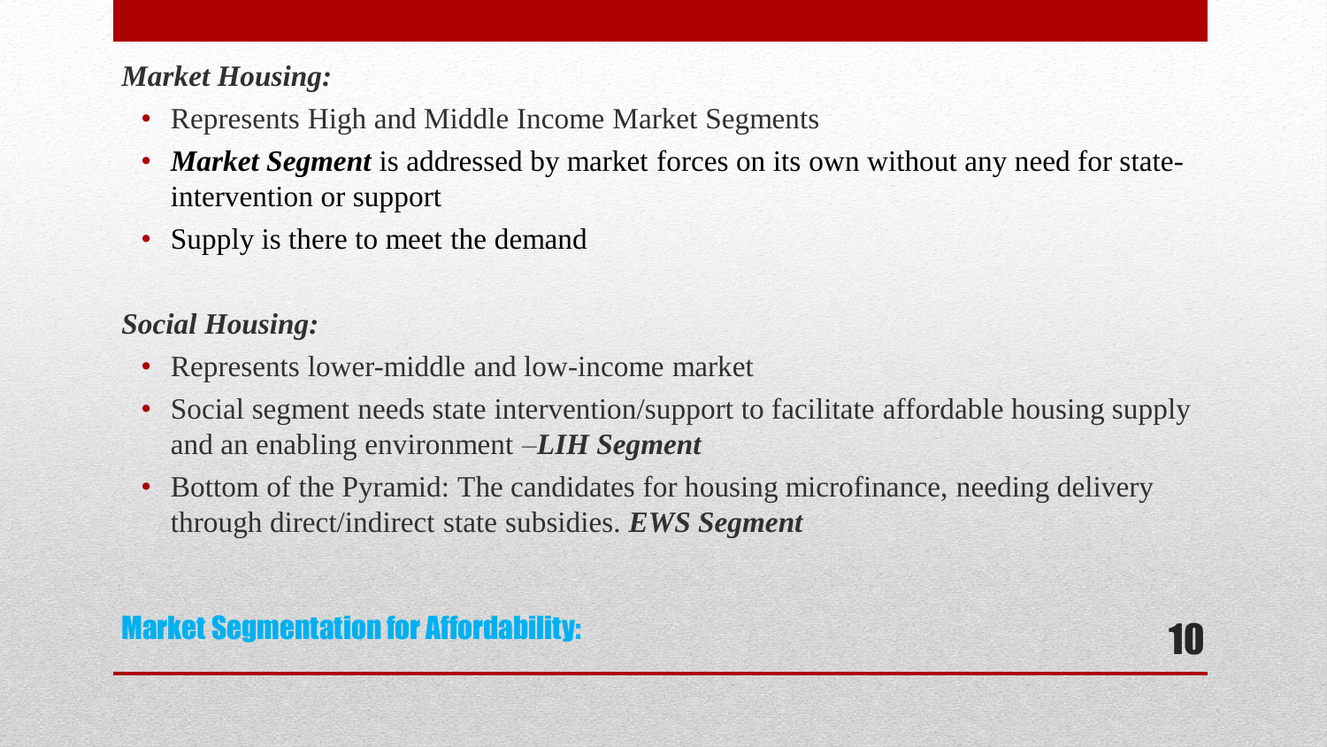## Market Segmentation for Affordability:

***Market Housing:***

- Represents High and Middle Income Market Segments
- ***Market Segment*** is addressed by market forces on its own without any need for state-intervention or support
- Supply is there to meet the demand

***Social Housing:***

- Represents lower-middle and low-income market
- Social segment needs state intervention/support to facilitate affordable housing supply and an enabling environment –***LIH Segment***
- Bottom of the Pyramid: The candidates for housing microfinance, needing delivery through direct/indirect state subsidies. ***EWS Segment***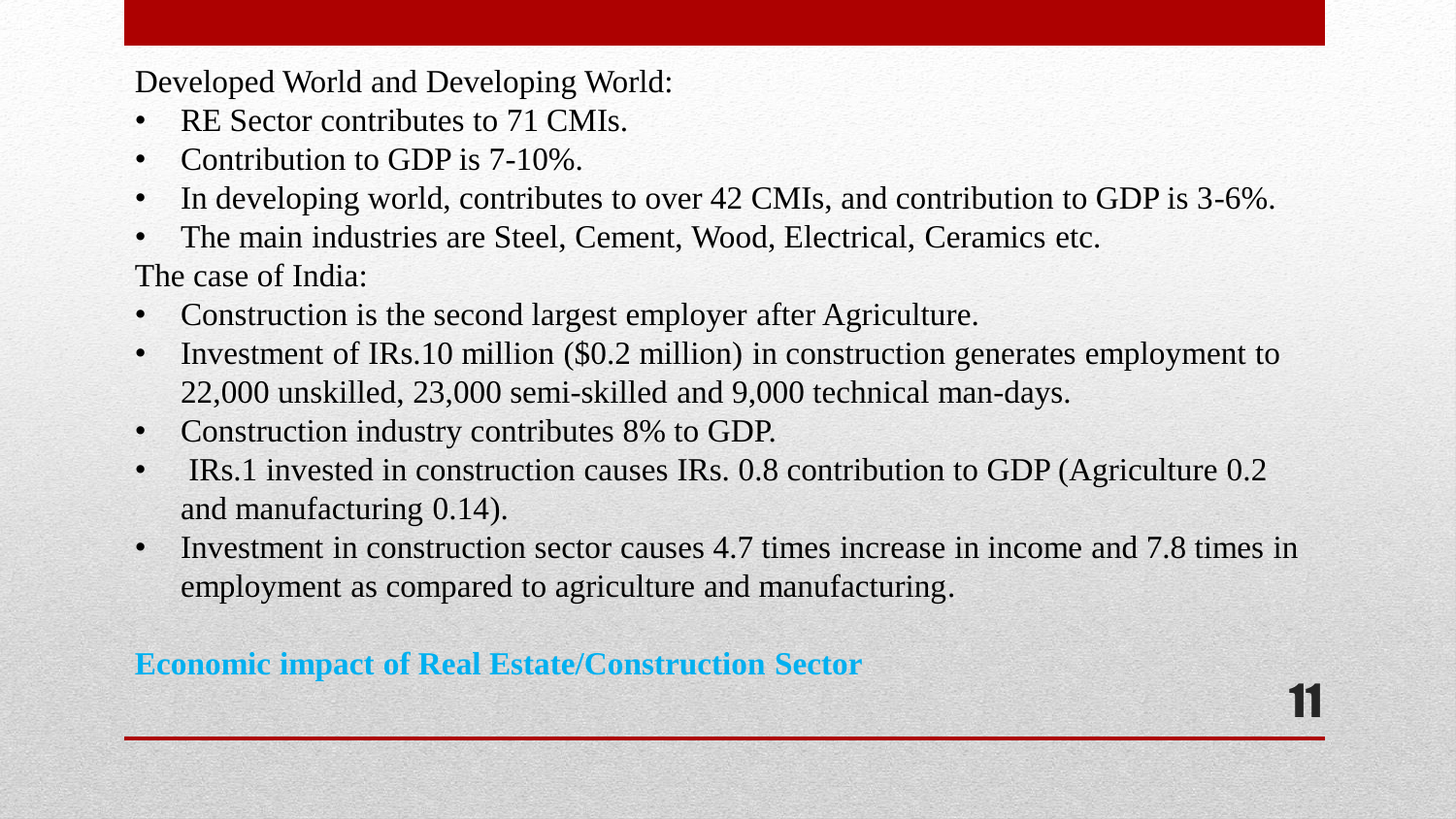Developed World and Developing World:

- RE Sector contributes to 71 CMIs.
- Contribution to GDP is 7-10%.
- In developing world, contributes to over 42 CMIs, and contribution to GDP is 3-6%.
- The main industries are Steel, Cement, Wood, Electrical, Ceramics etc.

The case of India:

- Construction is the second largest employer after Agriculture.
- Investment of IRs.10 million ($0.2 million) in construction generates employment to 22,000 unskilled, 23,000 semi-skilled and 9,000 technical man-days.
- Construction industry contributes 8% to GDP.
- IRs.1 invested in construction causes IRs. 0.8 contribution to GDP (Agriculture 0.2 and manufacturing 0.14).
- Investment in construction sector causes 4.7 times increase in income and 7.8 times in employment as compared to agriculture and manufacturing.

**Economic impact of Real Estate/Construction Sector**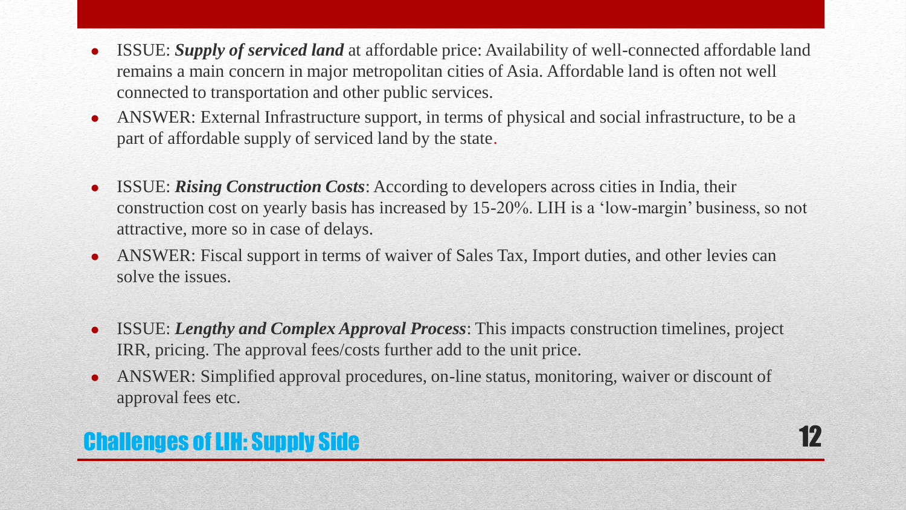## Challenges of LIH: Supply Side

- ISSUE: ***Supply of serviced land*** at affordable price: Availability of well-connected affordable land remains a main concern in major metropolitan cities of Asia. Affordable land is often not well connected to transportation and other public services.
- ANSWER: External Infrastructure support, in terms of physical and social infrastructure, to be a part of affordable supply of serviced land by the state.

- ISSUE: ***Rising Construction Costs***: According to developers across cities in India, their construction cost on yearly basis has increased by 15-20%. LIH is a 'low-margin' business, so not attractive, more so in case of delays.
- ANSWER: Fiscal support in terms of waiver of Sales Tax, Import duties, and other levies can solve the issues.

- ISSUE: ***Lengthy and Complex Approval Process***: This impacts construction timelines, project IRR, pricing. The approval fees/costs further add to the unit price.
- ANSWER: Simplified approval procedures, on-line status, monitoring, waiver or discount of approval fees etc.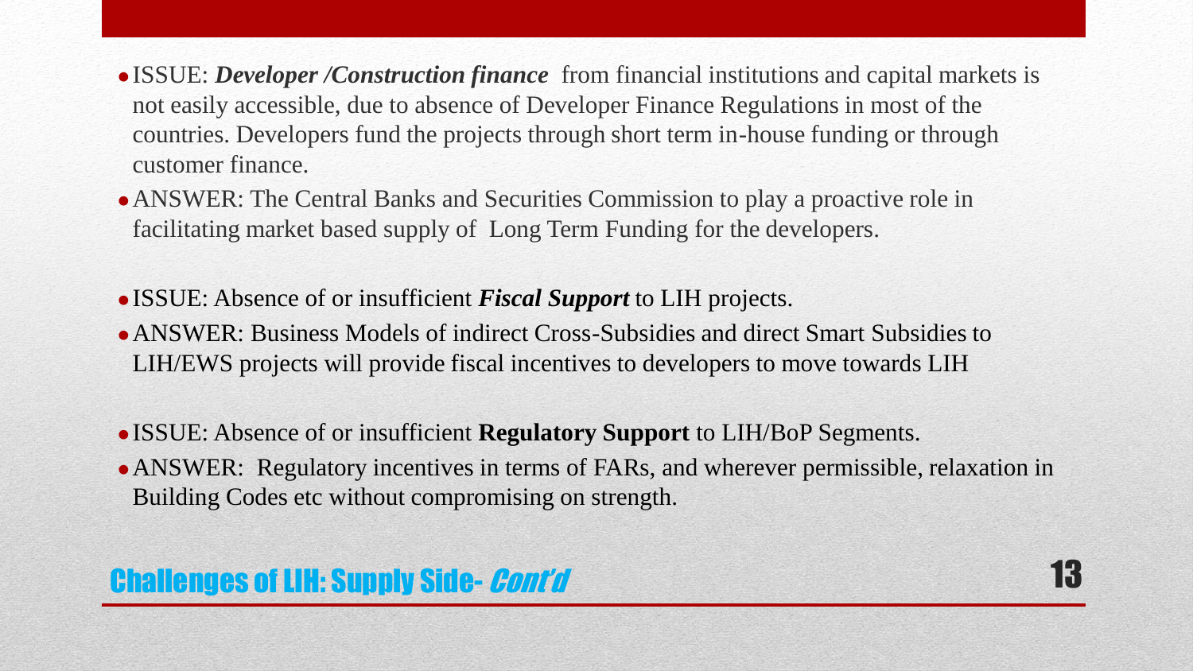## Challenges of LIH: Supply Side- *Cont'd*

- ISSUE: ***Developer /Construction finance*** from financial institutions and capital markets is not easily accessible, due to absence of Developer Finance Regulations in most of the countries. Developers fund the projects through short term in-house funding or through customer finance.
- ANSWER: The Central Banks and Securities Commission to play a proactive role in facilitating market based supply of Long Term Funding for the developers.

- ISSUE: Absence of or insufficient ***Fiscal Support*** to LIH projects.
- ANSWER: Business Models of indirect Cross-Subsidies and direct Smart Subsidies to LIH/EWS projects will provide fiscal incentives to developers to move towards LIH

- ISSUE: Absence of or insufficient **Regulatory Support** to LIH/BoP Segments.
- ANSWER: Regulatory incentives in terms of FARs, and wherever permissible, relaxation in Building Codes etc without compromising on strength.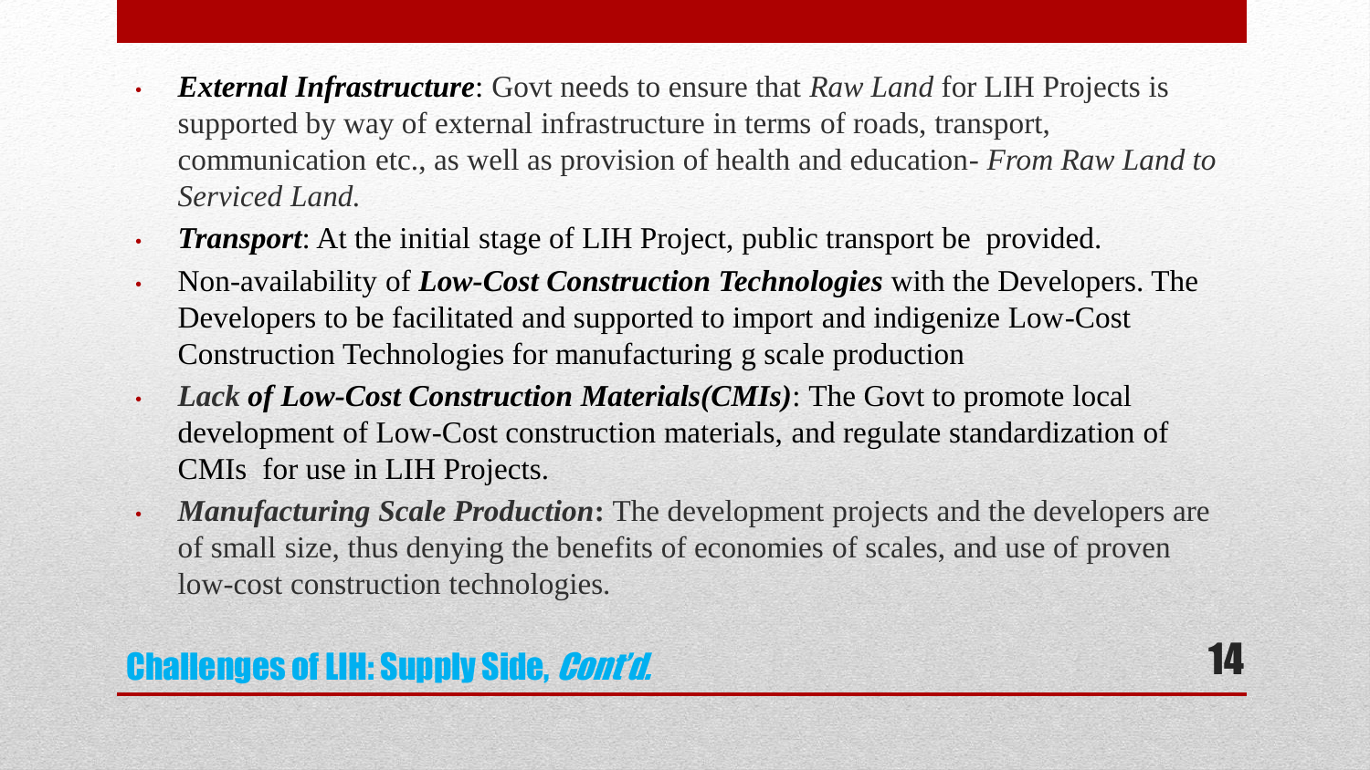## Challenges of LIH: Supply Side, *Cont'd.*

- ***External Infrastructure***: Govt needs to ensure that *Raw Land* for LIH Projects is supported by way of external infrastructure in terms of roads, transport, communication etc., as well as provision of health and education- *From Raw Land to Serviced Land.*
- ***Transport***: At the initial stage of LIH Project, public transport be provided.
- Non-availability of ***Low-Cost Construction Technologies*** with the Developers. The Developers to be facilitated and supported to import and indigenize Low-Cost Construction Technologies for manufacturing g scale production
- ***Lack of Low-Cost Construction Materials(CMIs)***: The Govt to promote local development of Low-Cost construction materials, and regulate standardization of CMIs for use in LIH Projects.
- ***Manufacturing Scale Production*****:** The development projects and the developers are of small size, thus denying the benefits of economies of scales, and use of proven low-cost construction technologies.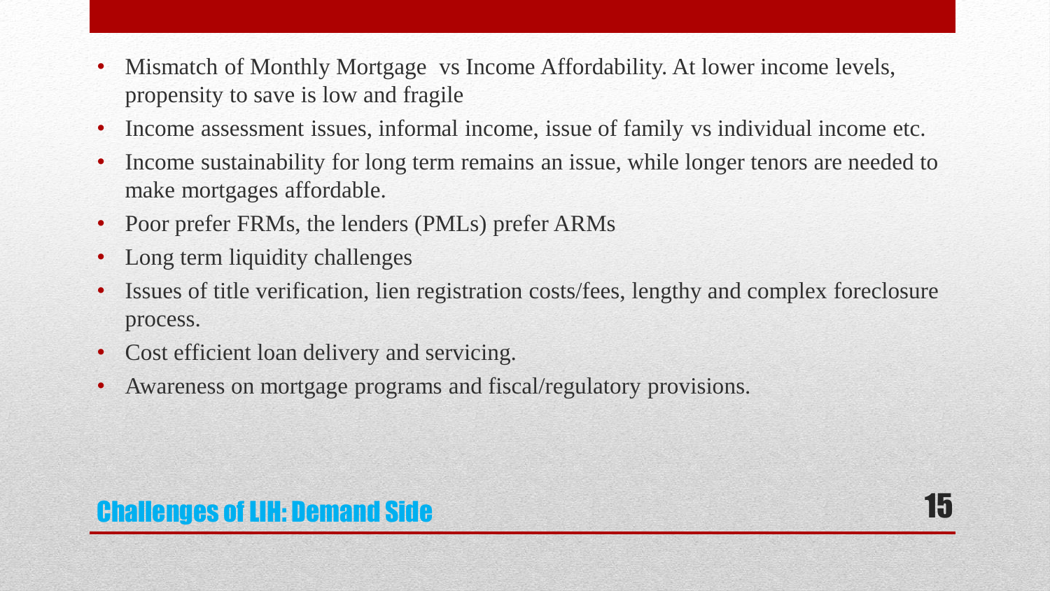## Challenges of LIH: Demand Side

- Mismatch of Monthly Mortgage  vs Income Affordability. At lower income levels, propensity to save is low and fragile
- Income assessment issues, informal income, issue of family vs individual income etc.
- Income sustainability for long term remains an issue, while longer tenors are needed to make mortgages affordable.
- Poor prefer FRMs, the lenders (PMLs) prefer ARMs
- Long term liquidity challenges
- Issues of title verification, lien registration costs/fees, lengthy and complex foreclosure process.
- Cost efficient loan delivery and servicing.
- Awareness on mortgage programs and fiscal/regulatory provisions.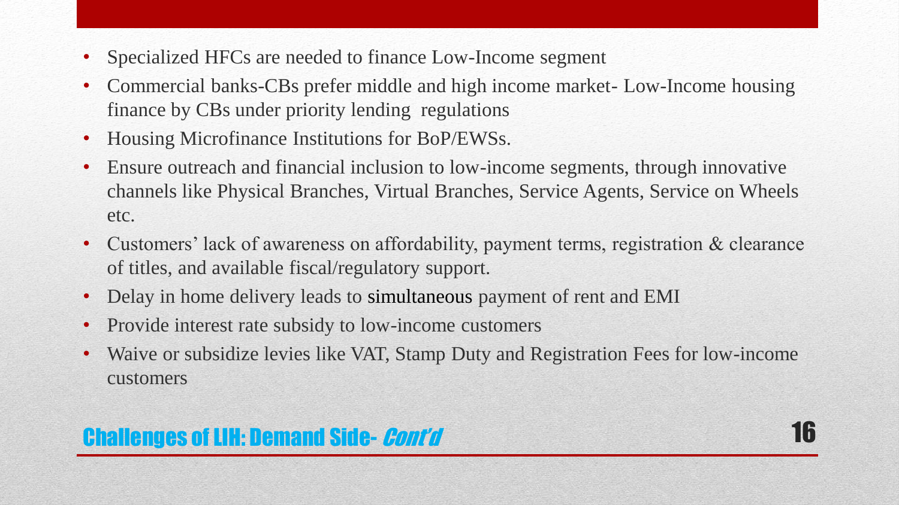## Challenges of LIH: Demand Side- *Cont'd*

- Specialized HFCs are needed to finance Low-Income segment
- Commercial banks-CBs prefer middle and high income market- Low-Income housing finance by CBs under priority lending regulations
- Housing Microfinance Institutions for BoP/EWSs.
- Ensure outreach and financial inclusion to low-income segments, through innovative channels like Physical Branches, Virtual Branches, Service Agents, Service on Wheels etc.
- Customers' lack of awareness on affordability, payment terms, registration & clearance of titles, and available fiscal/regulatory support.
- Delay in home delivery leads to simultaneous payment of rent and EMI
- Provide interest rate subsidy to low-income customers
- Waive or subsidize levies like VAT, Stamp Duty and Registration Fees for low-income customers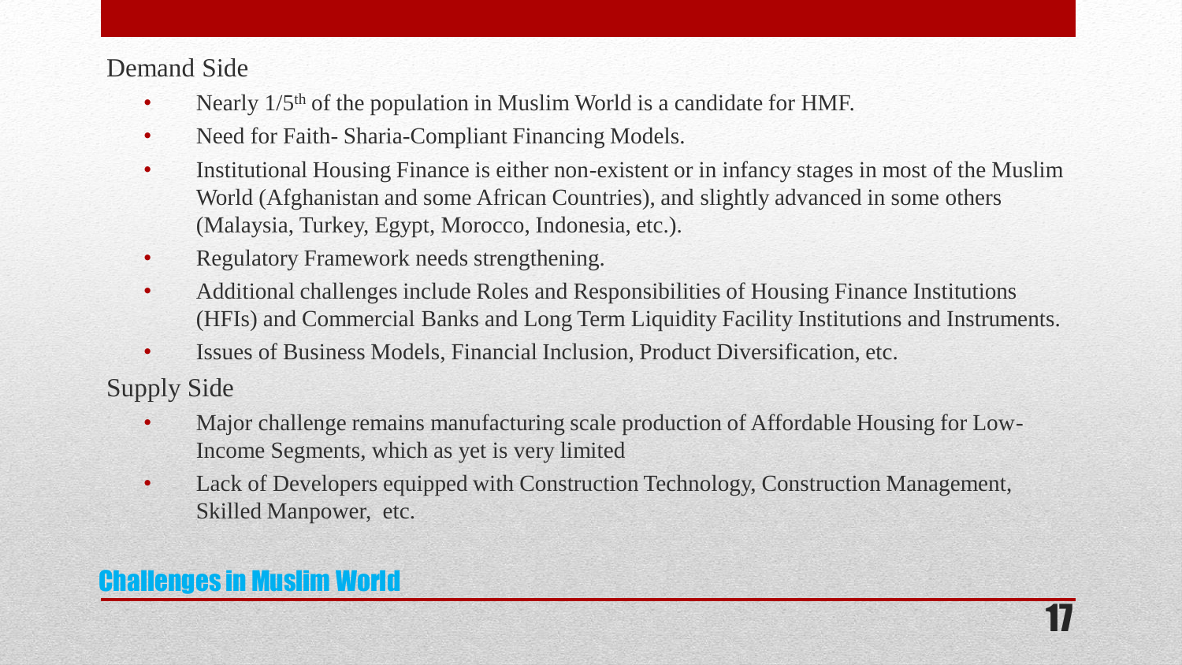## Challenges in Muslim World

### Demand Side

- Nearly 1/5$^{th}$ of the population in Muslim World is a candidate for HMF.
- Need for Faith- Sharia-Compliant Financing Models.
- Institutional Housing Finance is either non-existent or in infancy stages in most of the Muslim World (Afghanistan and some African Countries), and slightly advanced in some others (Malaysia, Turkey, Egypt, Morocco, Indonesia, etc.).
- Regulatory Framework needs strengthening.
- Additional challenges include Roles and Responsibilities of Housing Finance Institutions (HFIs) and Commercial Banks and Long Term Liquidity Facility Institutions and Instruments.
- Issues of Business Models, Financial Inclusion, Product Diversification, etc.

### Supply Side

- Major challenge remains manufacturing scale production of Affordable Housing for Low-Income Segments, which as yet is very limited
- Lack of Developers equipped with Construction Technology, Construction Management, Skilled Manpower, etc.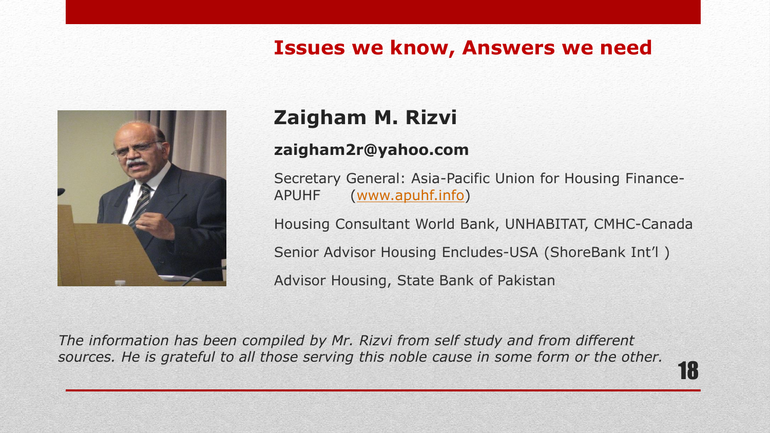## Issues we know, Answers we need

## Zaigham M. Rizvi

**zaigham2r@yahoo.com**

Secretary General: Asia-Pacific Union for Housing Finance-APUHF (www.apuhf.info)

Housing Consultant World Bank, UNHABITAT, CMHC-Canada

Senior Advisor Housing Encludes-USA (ShoreBank Int'l )

Advisor Housing, State Bank of Pakistan

*The information has been compiled by Mr. Rizvi from self study and from different sources. He is grateful to all those serving this noble cause in some form or the other.*